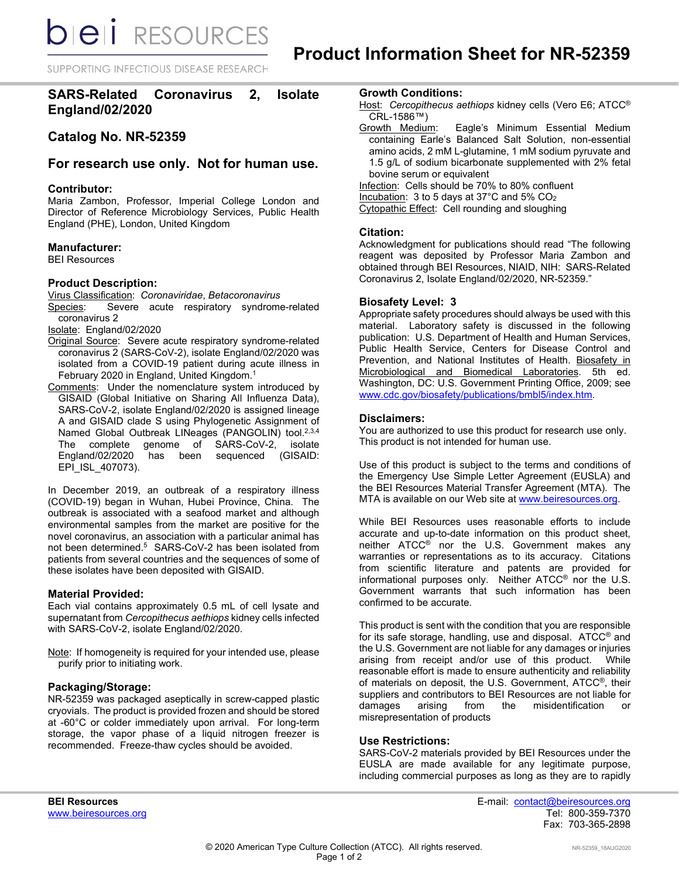# Product Information Sheet for NR-52359

## SARS-Related Coronavirus 2, Isolate England/02/2020

## Catalog No. NR-52359

## For research use only. Not for human use.

### Contributor:

Maria Zambon, Professor, Imperial College London and Director of Reference Microbiology Services, Public Health England (PHE), London, United Kingdom

### Manufacturer:

BEI Resources

### Product Description:

Virus Classification: *Coronaviridae*, *Betacoronavirus*

Species: Severe acute respiratory syndrome-related coronavirus 2

Isolate: England/02/2020

Original Source: Severe acute respiratory syndrome-related coronavirus 2 (SARS-CoV-2), isolate England/02/2020 was isolated from a COVID-19 patient during acute illness in February 2020 in England, United Kingdom.[1]

Comments: Under the nomenclature system introduced by GISAID (Global Initiative on Sharing All Influenza Data), SARS-CoV-2, isolate England/02/2020 is assigned lineage A and GISAID clade S using Phylogenetic Assignment of Named Global Outbreak LINeages (PANGOLIN) tool.[2,3,4] The complete genome of SARS-CoV-2, isolate England/02/2020 has been sequenced (GISAID: EPI_ISL_407073).

In December 2019, an outbreak of a respiratory illness (COVID-19) began in Wuhan, Hubei Province, China. The outbreak is associated with a seafood market and although environmental samples from the market are positive for the novel coronavirus, an association with a particular animal has not been determined.[5] SARS-CoV-2 has been isolated from patients from several countries and the sequences of some of these isolates have been deposited with GISAID.

### Material Provided:

Each vial contains approximately 0.5 mL of cell lysate and supernatant from *Cercopithecus aethiops* kidney cells infected with SARS-CoV-2, isolate England/02/2020.

Note: If homogeneity is required for your intended use, please purify prior to initiating work.

### Packaging/Storage:

NR-52359 was packaged aseptically in screw-capped plastic cryovials. The product is provided frozen and should be stored at -60°C or colder immediately upon arrival. For long-term storage, the vapor phase of a liquid nitrogen freezer is recommended. Freeze-thaw cycles should be avoided.

### Growth Conditions:

Host: *Cercopithecus aethiops* kidney cells (Vero E6; ATCC® CRL-1586™)

Growth Medium: Eagle's Minimum Essential Medium containing Earle's Balanced Salt Solution, non-essential amino acids, 2 mM L-glutamine, 1 mM sodium pyruvate and 1.5 g/L of sodium bicarbonate supplemented with 2% fetal bovine serum or equivalent

Infection: Cells should be 70% to 80% confluent

Incubation: 3 to 5 days at 37°C and 5% $CO_2$

Cytopathic Effect: Cell rounding and sloughing

### Citation:

Acknowledgment for publications should read "The following reagent was deposited by Professor Maria Zambon and obtained through BEI Resources, NIAID, NIH: SARS-Related Coronavirus 2, Isolate England/02/2020, NR-52359."

### Biosafety Level: 3

Appropriate safety procedures should always be used with this material. Laboratory safety is discussed in the following publication: U.S. Department of Health and Human Services, Public Health Service, Centers for Disease Control and Prevention, and National Institutes of Health. Biosafety in Microbiological and Biomedical Laboratories. 5th ed. Washington, DC: U.S. Government Printing Office, 2009; see www.cdc.gov/biosafety/publications/bmbl5/index.htm.

### Disclaimers:

You are authorized to use this product for research use only. This product is not intended for human use.

Use of this product is subject to the terms and conditions of the Emergency Use Simple Letter Agreement (EUSLA) and the BEI Resources Material Transfer Agreement (MTA). The MTA is available on our Web site at www.beiresources.org.

While BEI Resources uses reasonable efforts to include accurate and up-to-date information on this product sheet, neither ATCC® nor the U.S. Government makes any warranties or representations as to its accuracy. Citations from scientific literature and patents are provided for informational purposes only. Neither ATCC® nor the U.S. Government warrants that such information has been confirmed to be accurate.

This product is sent with the condition that you are responsible for its safe storage, handling, use and disposal. ATCC® and the U.S. Government are not liable for any damages or injuries arising from receipt and/or use of this product. While reasonable effort is made to ensure authenticity and reliability of materials on deposit, the U.S. Government, ATCC®, their suppliers and contributors to BEI Resources are not liable for damages arising from the misidentification or misrepresentation of products

### Use Restrictions:

SARS-CoV-2 materials provided by BEI Resources under the EUSLA are made available for any legitimate purpose, including commercial purposes as long as they are to rapidly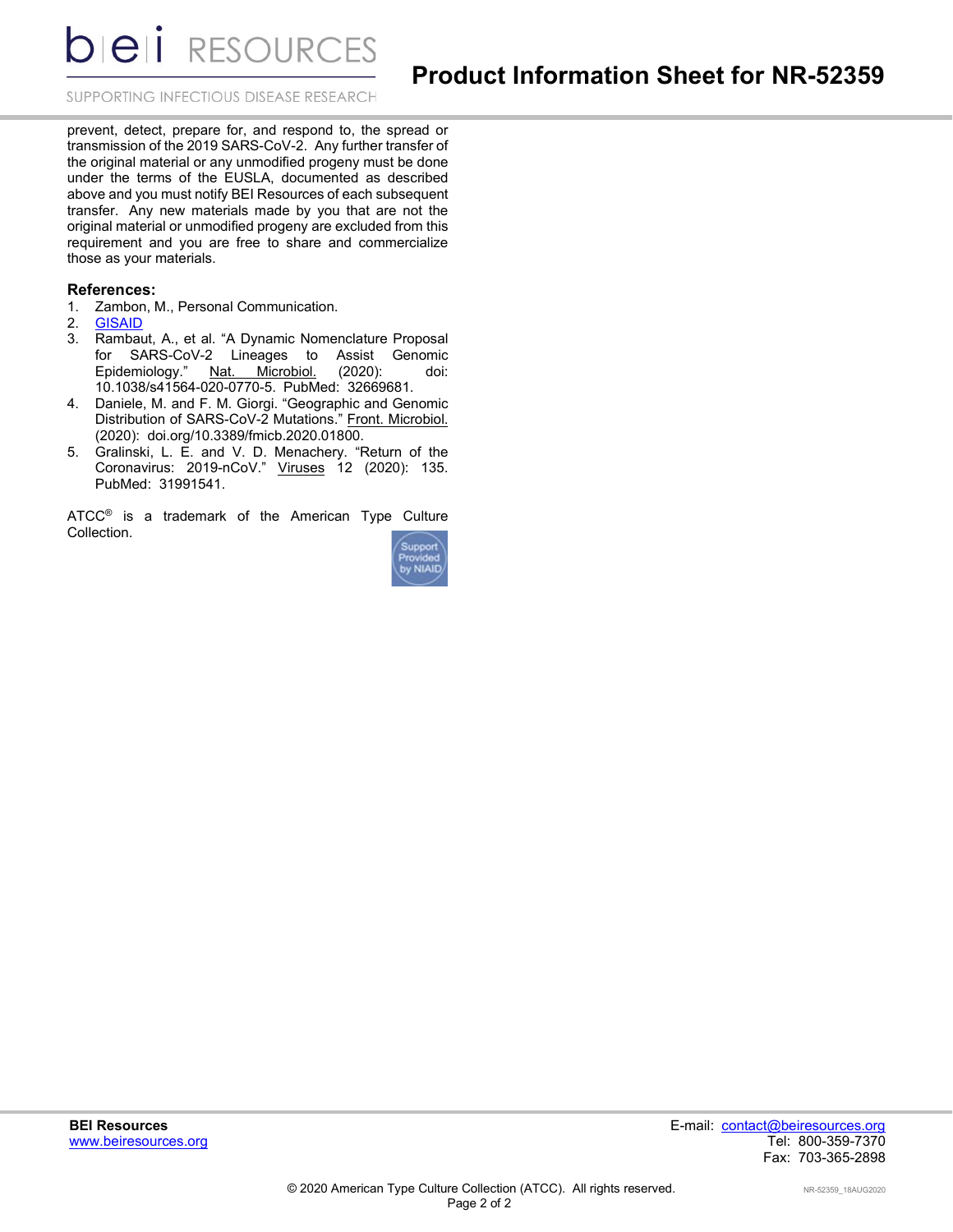prevent, detect, prepare for, and respond to, the spread or transmission of the 2019 SARS-CoV-2. Any further transfer of the original material or any unmodified progeny must be done under the terms of the EUSLA, documented as described above and you must notify BEI Resources of each subsequent transfer. Any new materials made by you that are not the original material or unmodified progeny are excluded from this requirement and you are free to share and commercialize those as your materials.

**References:**

1. Zambon, M., Personal Communication.
2. GISAID
3. Rambaut, A., et al. "A Dynamic Nomenclature Proposal for SARS-CoV-2 Lineages to Assist Genomic Epidemiology." Nat. Microbiol. (2020): doi: 10.1038/s41564-020-0770-5. PubMed: 32669681.
4. Daniele, M. and F. M. Giorgi. "Geographic and Genomic Distribution of SARS-CoV-2 Mutations." Front. Microbiol. (2020): doi.org/10.3389/fmicb.2020.01800.
5. Gralinski, L. E. and V. D. Menachery. "Return of the Coronavirus: 2019-nCoV." Viruses 12 (2020): 135. PubMed: 31991541.

ATCC® is a trademark of the American Type Culture Collection.

Support Provided by NIAID

**BEI Resources**
www.beiresources.org

E-mail: contact@beiresources.org
Tel: 800-359-7370
Fax: 703-365-2898

© 2020 American Type Culture Collection (ATCC). All rights reserved.

NR-52359_18AUG2020